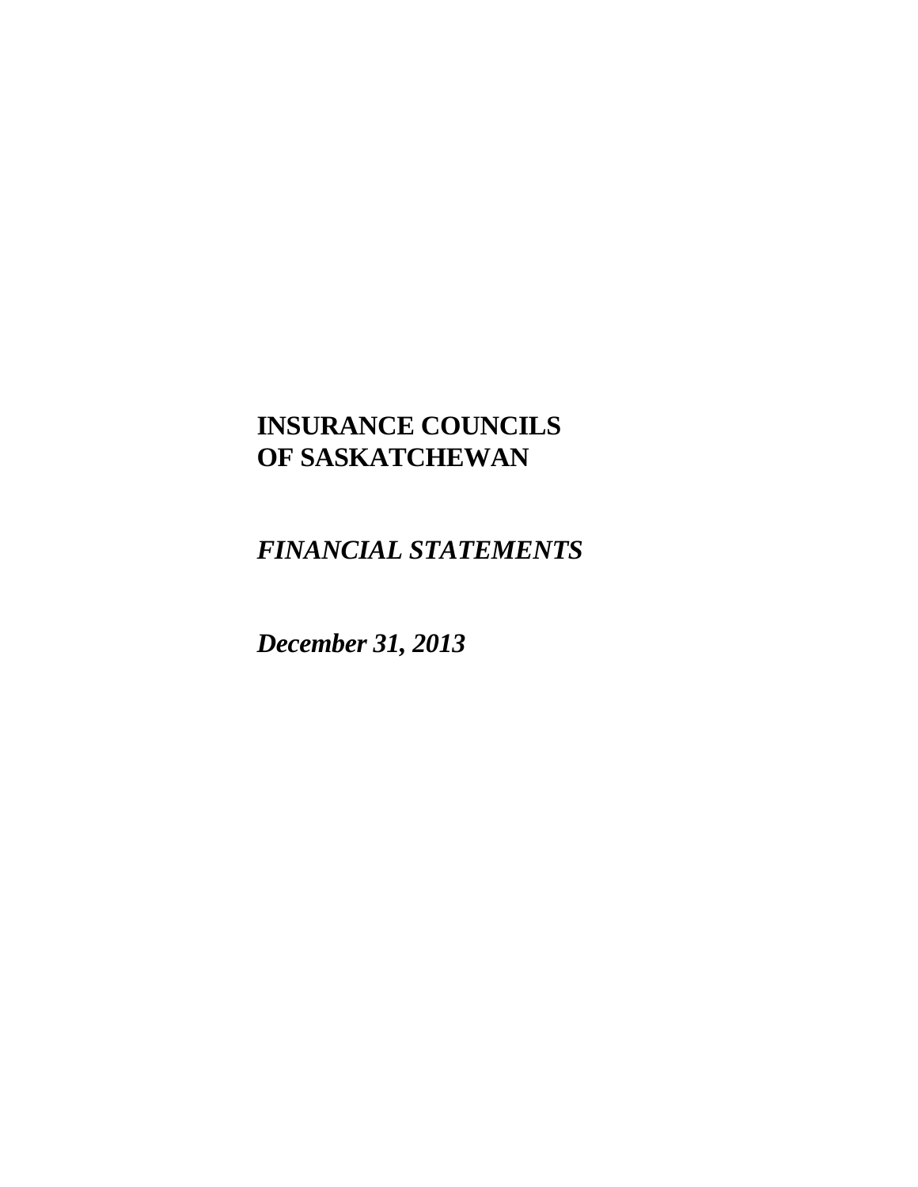# INSURANCE COUNCILS OF SASKATCHEWAN

***FINANCIAL STATEMENTS***

***December 31, 2013***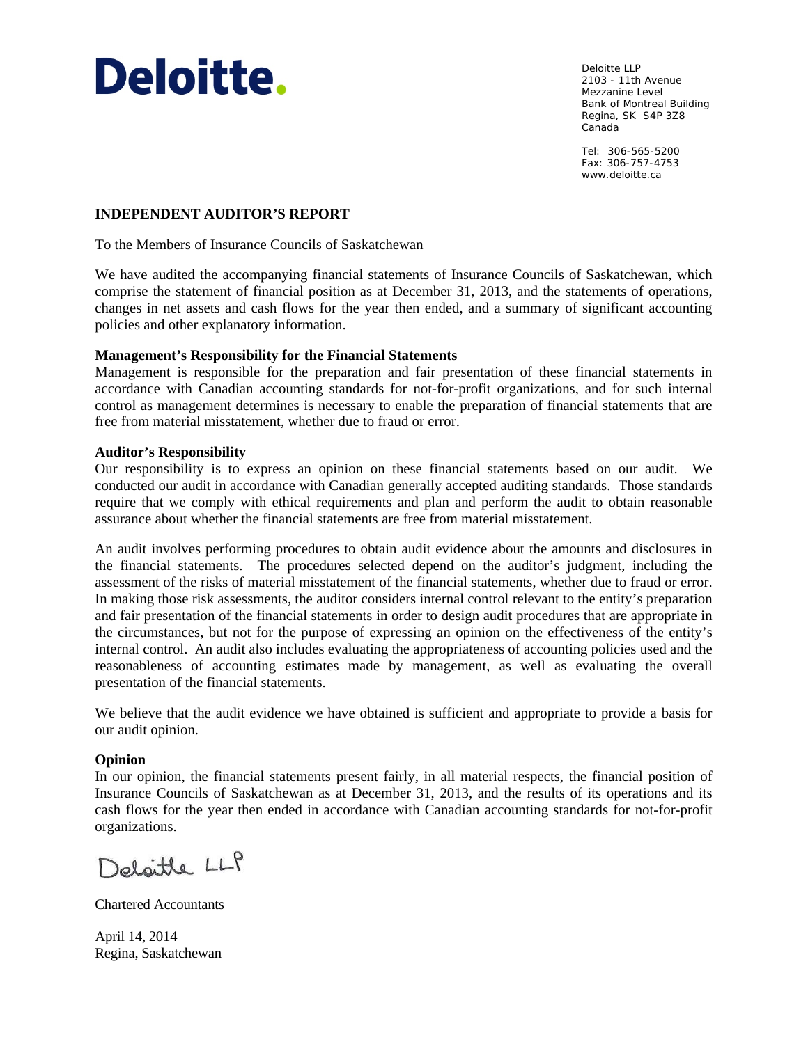Deloitte.

Deloitte LLP
2103 - 11th Avenue
Mezzanine Level
Bank of Montreal Building
Regina, SK S4P 3Z8
Canada

Tel: 306-565-5200
Fax: 306-757-4753
www.deloitte.ca

## INDEPENDENT AUDITOR'S REPORT

To the Members of Insurance Councils of Saskatchewan

We have audited the accompanying financial statements of Insurance Councils of Saskatchewan, which comprise the statement of financial position as at December 31, 2013, and the statements of operations, changes in net assets and cash flows for the year then ended, and a summary of significant accounting policies and other explanatory information.

### Management's Responsibility for the Financial Statements

Management is responsible for the preparation and fair presentation of these financial statements in accordance with Canadian accounting standards for not-for-profit organizations, and for such internal control as management determines is necessary to enable the preparation of financial statements that are free from material misstatement, whether due to fraud or error.

### Auditor's Responsibility

Our responsibility is to express an opinion on these financial statements based on our audit. We conducted our audit in accordance with Canadian generally accepted auditing standards. Those standards require that we comply with ethical requirements and plan and perform the audit to obtain reasonable assurance about whether the financial statements are free from material misstatement.

An audit involves performing procedures to obtain audit evidence about the amounts and disclosures in the financial statements. The procedures selected depend on the auditor's judgment, including the assessment of the risks of material misstatement of the financial statements, whether due to fraud or error. In making those risk assessments, the auditor considers internal control relevant to the entity's preparation and fair presentation of the financial statements in order to design audit procedures that are appropriate in the circumstances, but not for the purpose of expressing an opinion on the effectiveness of the entity's internal control. An audit also includes evaluating the appropriateness of accounting policies used and the reasonableness of accounting estimates made by management, as well as evaluating the overall presentation of the financial statements.

We believe that the audit evidence we have obtained is sufficient and appropriate to provide a basis for our audit opinion.

### Opinion

In our opinion, the financial statements present fairly, in all material respects, the financial position of Insurance Councils of Saskatchewan as at December 31, 2013, and the results of its operations and its cash flows for the year then ended in accordance with Canadian accounting standards for not-for-profit organizations.

Deloitte LLP

Chartered Accountants

April 14, 2014
Regina, Saskatchewan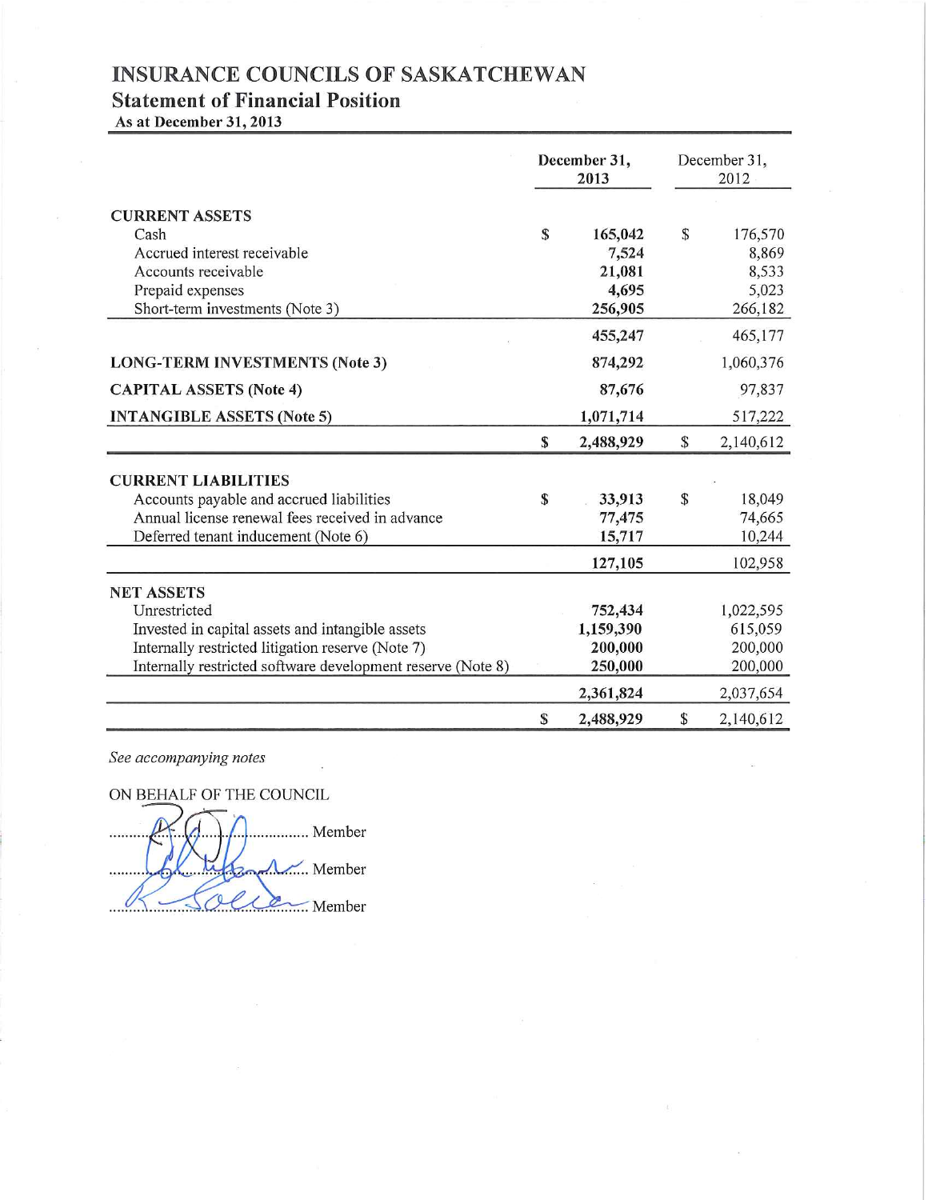# INSURANCE COUNCILS OF SASKATCHEWAN

## Statement of Financial Position

**As at December 31, 2013**

| | December 31, 2013 | December 31, 2012 |
|---|---|---|
| **CURRENT ASSETS** | | |
| Cash | $ 165,042 | $ 176,570 |
| Accrued interest receivable | 7,524 | 8,869 |
| Accounts receivable | 21,081 | 8,533 |
| Prepaid expenses | 4,695 | 5,023 |
| Short-term investments (Note 3) | 256,905 | 266,182 |
| | 455,247 | 465,177 |
| **LONG-TERM INVESTMENTS (Note 3)** | 874,292 | 1,060,376 |
| **CAPITAL ASSETS (Note 4)** | 87,676 | 97,837 |
| **INTANGIBLE ASSETS (Note 5)** | 1,071,714 | 517,222 |
| | $ 2,488,929 | $ 2,140,612 |
| **CURRENT LIABILITIES** | | |
| Accounts payable and accrued liabilities | $ 33,913 | $ 18,049 |
| Annual license renewal fees received in advance | 77,475 | 74,665 |
| Deferred tenant inducement (Note 6) | 15,717 | 10,244 |
| | 127,105 | 102,958 |
| **NET ASSETS** | | |
| Unrestricted | 752,434 | 1,022,595 |
| Invested in capital assets and intangible assets | 1,159,390 | 615,059 |
| Internally restricted litigation reserve (Note 7) | 200,000 | 200,000 |
| Internally restricted software development reserve (Note 8) | 250,000 | 200,000 |
| | 2,361,824 | 2,037,654 |
| | $ 2,488,929 | $ 2,140,612 |

*See accompanying notes*

ON BEHALF OF THE COUNCIL

.............................................. Member

.............................................. Member

.............................................. Member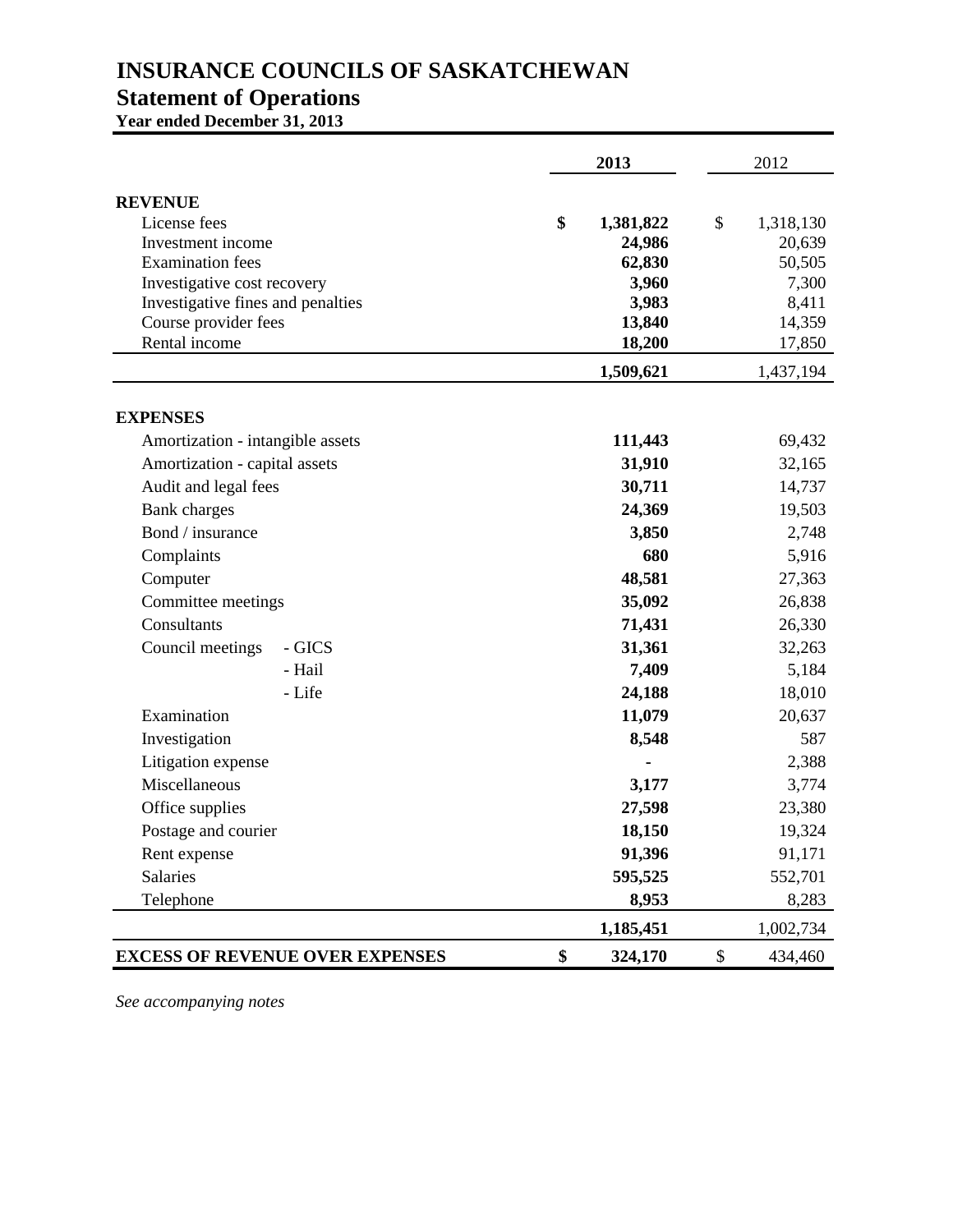# INSURANCE COUNCILS OF SASKATCHEWAN

## Statement of Operations

**Year ended December 31, 2013**

| | **2013** | 2012 |
|---|---|---|
| **REVENUE** | | |
| License fees | **$ 1,381,822** | $ 1,318,130 |
| Investment income | **24,986** | 20,639 |
| Examination fees | **62,830** | 50,505 |
| Investigative cost recovery | **3,960** | 7,300 |
| Investigative fines and penalties | **3,983** | 8,411 |
| Course provider fees | **13,840** | 14,359 |
| Rental income | **18,200** | 17,850 |
| | **1,509,621** | 1,437,194 |
| **EXPENSES** | | |
| Amortization - intangible assets | **111,443** | 69,432 |
| Amortization - capital assets | **31,910** | 32,165 |
| Audit and legal fees | **30,711** | 14,737 |
| Bank charges | **24,369** | 19,503 |
| Bond / insurance | **3,850** | 2,748 |
| Complaints | **680** | 5,916 |
| Computer | **48,581** | 27,363 |
| Committee meetings | **35,092** | 26,838 |
| Consultants | **71,431** | 26,330 |
| Council meetings - GICS | **31,361** | 32,263 |
| - Hail | **7,409** | 5,184 |
| - Life | **24,188** | 18,010 |
| Examination | **11,079** | 20,637 |
| Investigation | **8,548** | 587 |
| Litigation expense | **-** | 2,388 |
| Miscellaneous | **3,177** | 3,774 |
| Office supplies | **27,598** | 23,380 |
| Postage and courier | **18,150** | 19,324 |
| Rent expense | **91,396** | 91,171 |
| Salaries | **595,525** | 552,701 |
| Telephone | **8,953** | 8,283 |
| | **1,185,451** | 1,002,734 |
| **EXCESS OF REVENUE OVER EXPENSES** | **$ 324,170** | $ 434,460 |

*See accompanying notes*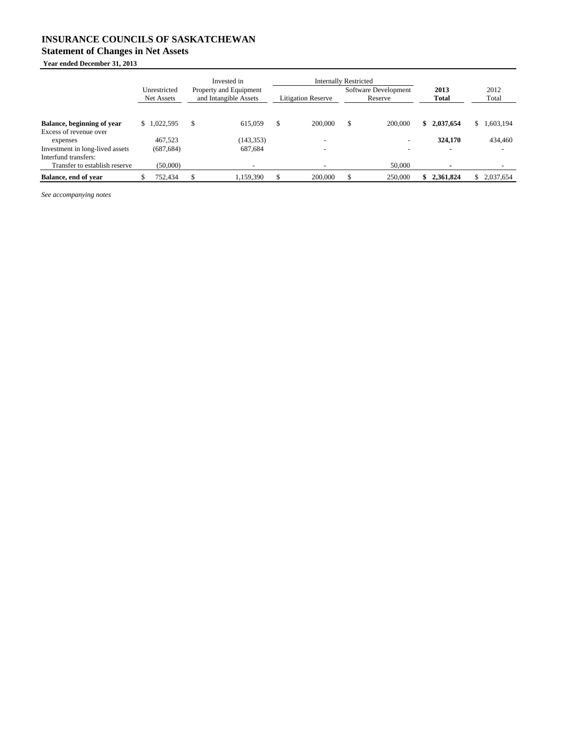# INSURANCE COUNCILS OF SASKATCHEWAN

## Statement of Changes in Net Assets

**Year ended December 31, 2013**

| | Unrestricted Net Assets | Invested in Property and Equipment and Intangible Assets | Internally Restricted | | **2013 Total** | 2012 Total |
|---|---|---|---|---|---|---|
| | | | Litigation Reserve | Software Development Reserve | | |
| **Balance, beginning of year** | $ 1,022,595 | $ 615,059 | $ 200,000 | $ 200,000 | **$ 2,037,654** | $ 1,603,194 |
| Excess of revenue over expenses | 467,523 | (143,353) | - | - | **324,170** | 434,460 |
| Investment in long-lived assets | (687,684) | 687,684 | - | - | **-** | - |
| Interfund transfers: | | | | | | |
| Transfer to establish reserve | (50,000) | - | - | 50,000 | **-** | - |
| **Balance, end of year** | $ 752,434 | $ 1,159,390 | $ 200,000 | $ 250,000 | **$ 2,361,824** | $ 2,037,654 |

*See accompanying notes*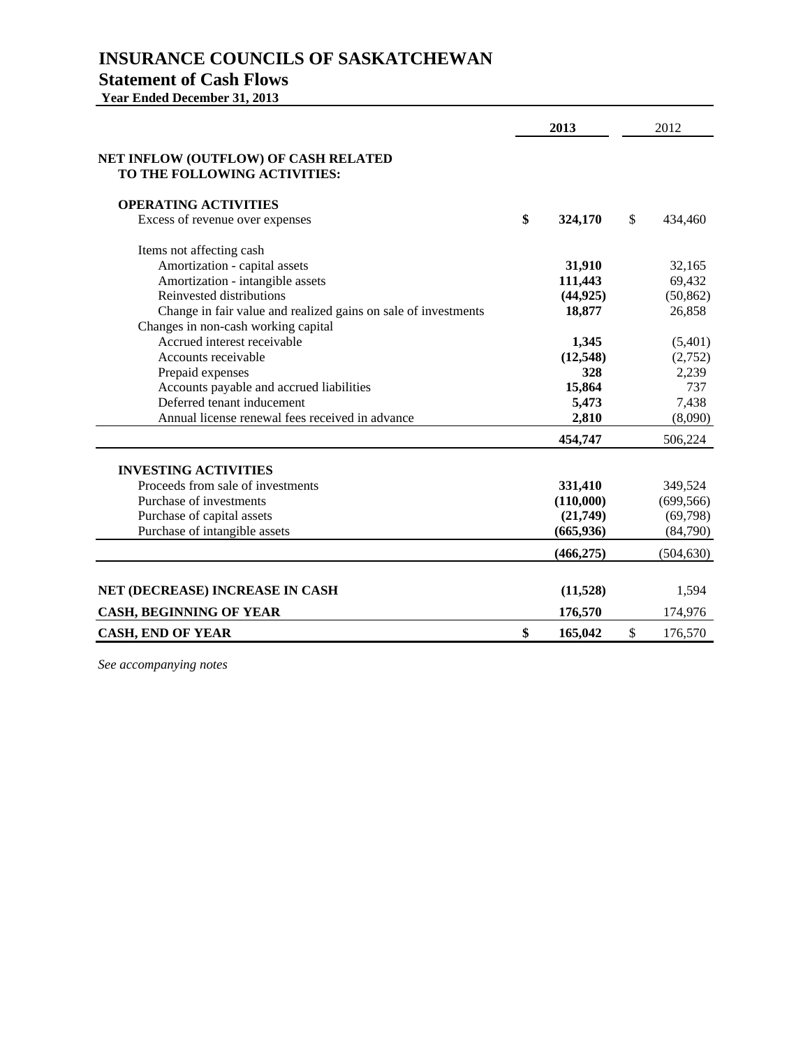# INSURANCE COUNCILS OF SASKATCHEWAN

## Statement of Cash Flows

**Year Ended December 31, 2013**

| | 2013 | 2012 |
|---|---|---|
| **NET INFLOW (OUTFLOW) OF CASH RELATED TO THE FOLLOWING ACTIVITIES:** | | |
| **OPERATING ACTIVITIES** | | |
| Excess of revenue over expenses | **$ 324,170** | $ 434,460 |
| Items not affecting cash | | |
| Amortization - capital assets | **31,910** | 32,165 |
| Amortization - intangible assets | **111,443** | 69,432 |
| Reinvested distributions | **(44,925)** | (50,862) |
| Change in fair value and realized gains on sale of investments | **18,877** | 26,858 |
| Changes in non-cash working capital | | |
| Accrued interest receivable | **1,345** | (5,401) |
| Accounts receivable | **(12,548)** | (2,752) |
| Prepaid expenses | **328** | 2,239 |
| Accounts payable and accrued liabilities | **15,864** | 737 |
| Deferred tenant inducement | **5,473** | 7,438 |
| Annual license renewal fees received in advance | **2,810** | (8,090) |
| | **454,747** | 506,224 |
| **INVESTING ACTIVITIES** | | |
| Proceeds from sale of investments | **331,410** | 349,524 |
| Purchase of investments | **(110,000)** | (699,566) |
| Purchase of capital assets | **(21,749)** | (69,798) |
| Purchase of intangible assets | **(665,936)** | (84,790) |
| | **(466,275)** | (504,630) |
| **NET (DECREASE) INCREASE IN CASH** | **(11,528)** | 1,594 |
| **CASH, BEGINNING OF YEAR** | **176,570** | 174,976 |
| **CASH, END OF YEAR** | **$ 165,042** | $ 176,570 |

*See accompanying notes*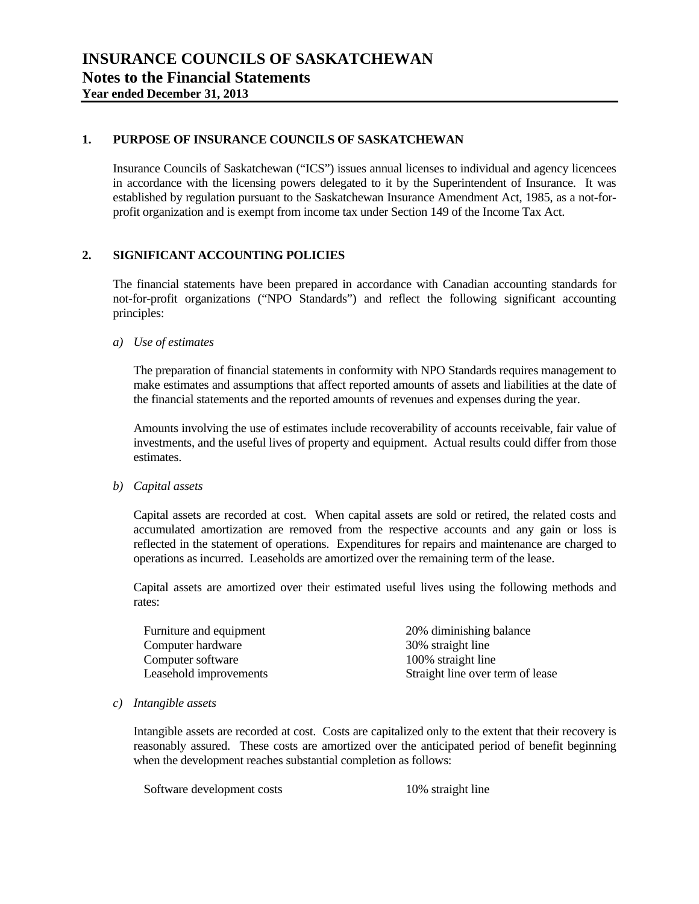# INSURANCE COUNCILS OF SASKATCHEWAN
## Notes to the Financial Statements
### Year ended December 31, 2013

**1. PURPOSE OF INSURANCE COUNCILS OF SASKATCHEWAN**

Insurance Councils of Saskatchewan ("ICS") issues annual licenses to individual and agency licencees in accordance with the licensing powers delegated to it by the Superintendent of Insurance. It was established by regulation pursuant to the Saskatchewan Insurance Amendment Act, 1985, as a not-for-profit organization and is exempt from income tax under Section 149 of the Income Tax Act.

**2. SIGNIFICANT ACCOUNTING POLICIES**

The financial statements have been prepared in accordance with Canadian accounting standards for not-for-profit organizations ("NPO Standards") and reflect the following significant accounting principles:

*a) Use of estimates*

The preparation of financial statements in conformity with NPO Standards requires management to make estimates and assumptions that affect reported amounts of assets and liabilities at the date of the financial statements and the reported amounts of revenues and expenses during the year.

Amounts involving the use of estimates include recoverability of accounts receivable, fair value of investments, and the useful lives of property and equipment. Actual results could differ from those estimates.

*b) Capital assets*

Capital assets are recorded at cost. When capital assets are sold or retired, the related costs and accumulated amortization are removed from the respective accounts and any gain or loss is reflected in the statement of operations. Expenditures for repairs and maintenance are charged to operations as incurred. Leaseholds are amortized over the remaining term of the lease.

Capital assets are amortized over their estimated useful lives using the following methods and rates:

| | |
|---|---|
| Furniture and equipment | 20% diminishing balance |
| Computer hardware | 30% straight line |
| Computer software | 100% straight line |
| Leasehold improvements | Straight line over term of lease |

*c) Intangible assets*

Intangible assets are recorded at cost. Costs are capitalized only to the extent that their recovery is reasonably assured. These costs are amortized over the anticipated period of benefit beginning when the development reaches substantial completion as follows:

| | |
|---|---|
| Software development costs | 10% straight line |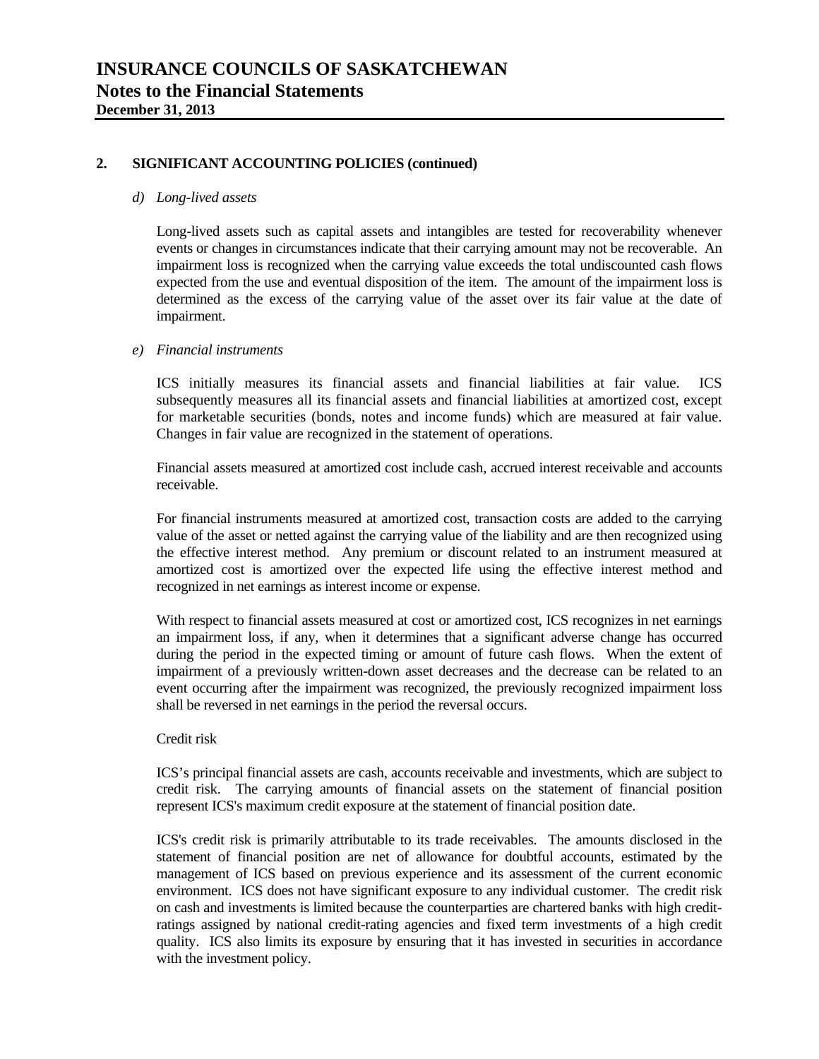## 2. SIGNIFICANT ACCOUNTING POLICIES (continued)

### *d) Long-lived assets*

Long-lived assets such as capital assets and intangibles are tested for recoverability whenever events or changes in circumstances indicate that their carrying amount may not be recoverable. An impairment loss is recognized when the carrying value exceeds the total undiscounted cash flows expected from the use and eventual disposition of the item. The amount of the impairment loss is determined as the excess of the carrying value of the asset over its fair value at the date of impairment.

### *e) Financial instruments*

ICS initially measures its financial assets and financial liabilities at fair value. ICS subsequently measures all its financial assets and financial liabilities at amortized cost, except for marketable securities (bonds, notes and income funds) which are measured at fair value. Changes in fair value are recognized in the statement of operations.

Financial assets measured at amortized cost include cash, accrued interest receivable and accounts receivable.

For financial instruments measured at amortized cost, transaction costs are added to the carrying value of the asset or netted against the carrying value of the liability and are then recognized using the effective interest method. Any premium or discount related to an instrument measured at amortized cost is amortized over the expected life using the effective interest method and recognized in net earnings as interest income or expense.

With respect to financial assets measured at cost or amortized cost, ICS recognizes in net earnings an impairment loss, if any, when it determines that a significant adverse change has occurred during the period in the expected timing or amount of future cash flows. When the extent of impairment of a previously written-down asset decreases and the decrease can be related to an event occurring after the impairment was recognized, the previously recognized impairment loss shall be reversed in net earnings in the period the reversal occurs.

Credit risk

ICS's principal financial assets are cash, accounts receivable and investments, which are subject to credit risk. The carrying amounts of financial assets on the statement of financial position represent ICS's maximum credit exposure at the statement of financial position date.

ICS's credit risk is primarily attributable to its trade receivables. The amounts disclosed in the statement of financial position are net of allowance for doubtful accounts, estimated by the management of ICS based on previous experience and its assessment of the current economic environment. ICS does not have significant exposure to any individual customer. The credit risk on cash and investments is limited because the counterparties are chartered banks with high credit-ratings assigned by national credit-rating agencies and fixed term investments of a high credit quality. ICS also limits its exposure by ensuring that it has invested in securities in accordance with the investment policy.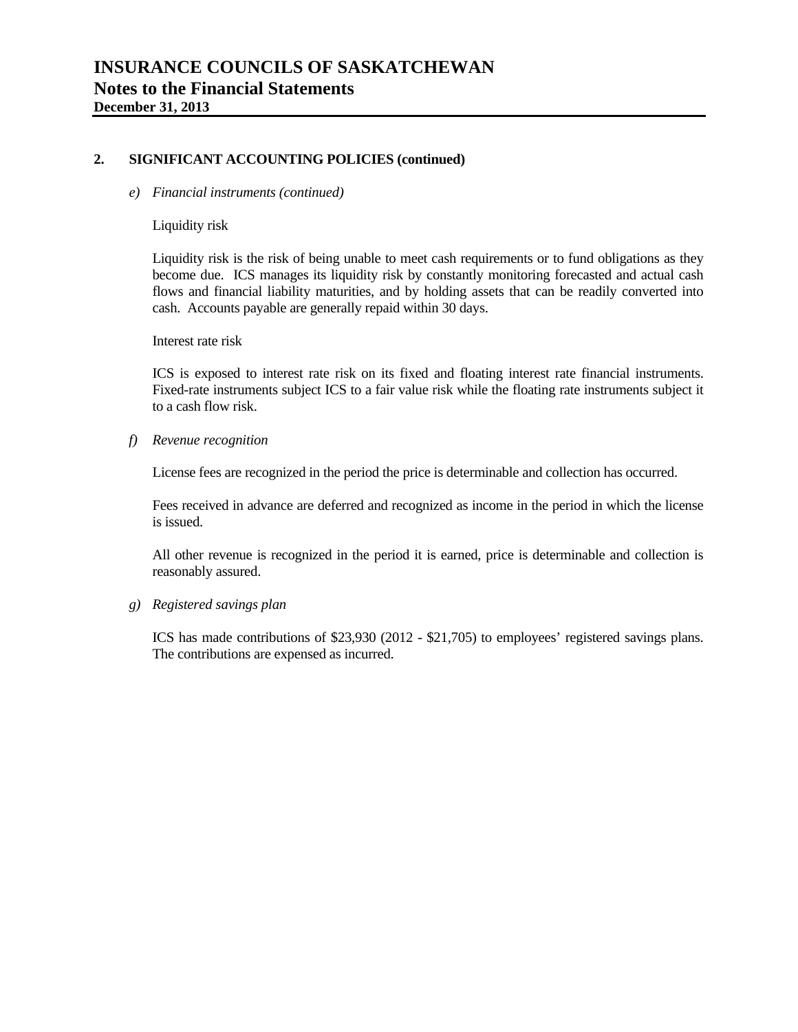# INSURANCE COUNCILS OF SASKATCHEWAN
## Notes to the Financial Statements
### December 31, 2013

## 2. SIGNIFICANT ACCOUNTING POLICIES (continued)

*e) Financial instruments (continued)*

Liquidity risk

Liquidity risk is the risk of being unable to meet cash requirements or to fund obligations as they become due. ICS manages its liquidity risk by constantly monitoring forecasted and actual cash flows and financial liability maturities, and by holding assets that can be readily converted into cash. Accounts payable are generally repaid within 30 days.

Interest rate risk

ICS is exposed to interest rate risk on its fixed and floating interest rate financial instruments. Fixed-rate instruments subject ICS to a fair value risk while the floating rate instruments subject it to a cash flow risk.

*f) Revenue recognition*

License fees are recognized in the period the price is determinable and collection has occurred.

Fees received in advance are deferred and recognized as income in the period in which the license is issued.

All other revenue is recognized in the period it is earned, price is determinable and collection is reasonably assured.

*g) Registered savings plan*

ICS has made contributions of $23,930 (2012 - $21,705) to employees' registered savings plans. The contributions are expensed as incurred.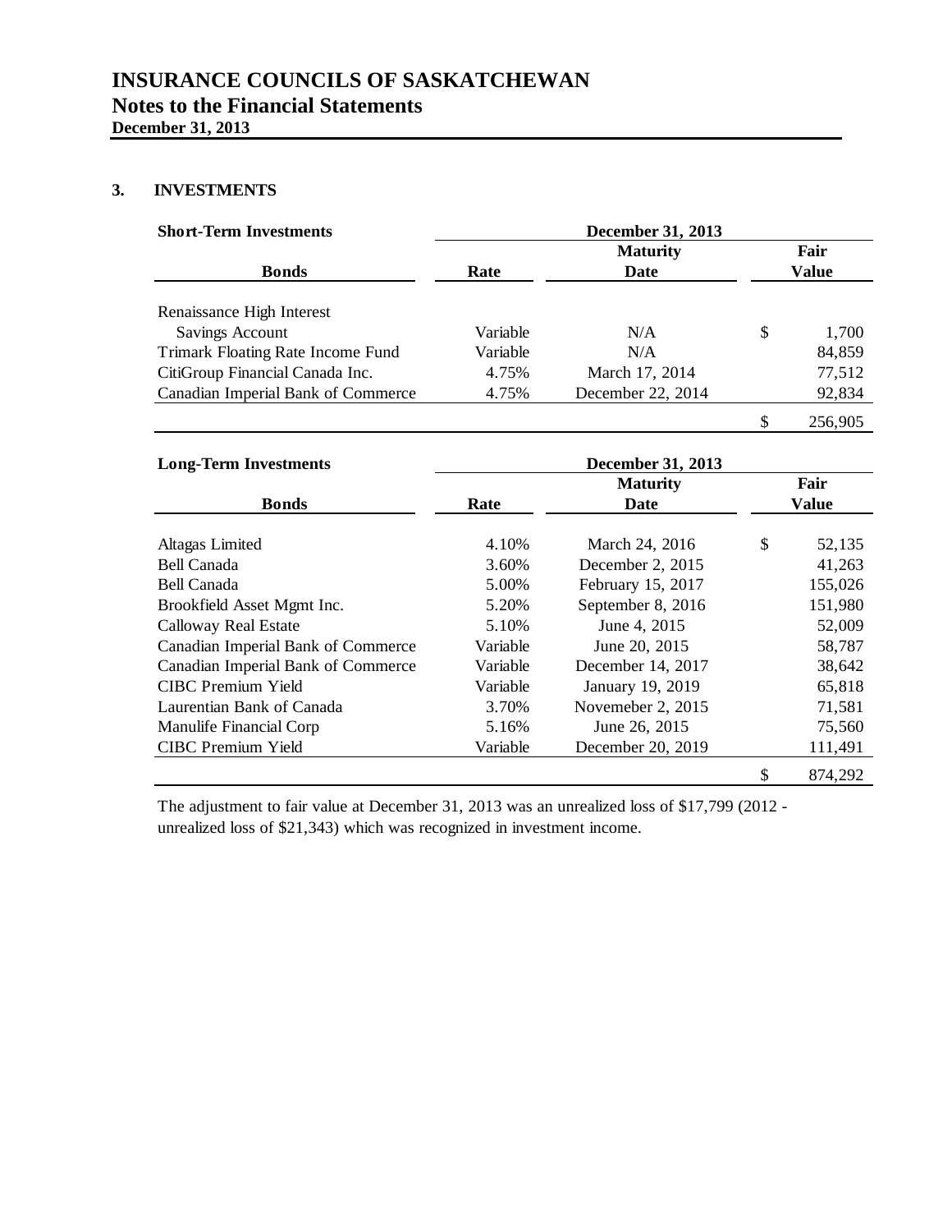# INSURANCE COUNCILS OF SASKATCHEWAN
## Notes to the Financial Statements
**December 31, 2013**

### 3. INVESTMENTS

| **Short-Term Investments** | | **December 31, 2013** | |
|---|---|---|---|
| **Bonds** | **Rate** | **Maturity Date** | **Fair Value** |
| Renaissance High Interest Savings Account | Variable | N/A | $ 1,700 |
| Trimark Floating Rate Income Fund | Variable | N/A | 84,859 |
| CitiGroup Financial Canada Inc. | 4.75% | March 17, 2014 | 77,512 |
| Canadian Imperial Bank of Commerce | 4.75% | December 22, 2014 | 92,834 |
| | | | $ 256,905 |

| **Long-Term Investments** | | **December 31, 2013** | |
|---|---|---|---|
| **Bonds** | **Rate** | **Maturity Date** | **Fair Value** |
| Altagas Limited | 4.10% | March 24, 2016 | $ 52,135 |
| Bell Canada | 3.60% | December 2, 2015 | 41,263 |
| Bell Canada | 5.00% | February 15, 2017 | 155,026 |
| Brookfield Asset Mgmt Inc. | 5.20% | September 8, 2016 | 151,980 |
| Calloway Real Estate | 5.10% | June 4, 2015 | 52,009 |
| Canadian Imperial Bank of Commerce | Variable | June 20, 2015 | 58,787 |
| Canadian Imperial Bank of Commerce | Variable | December 14, 2017 | 38,642 |
| CIBC Premium Yield | Variable | January 19, 2019 | 65,818 |
| Laurentian Bank of Canada | 3.70% | Novemeber 2, 2015 | 71,581 |
| Manulife Financial Corp | 5.16% | June 26, 2015 | 75,560 |
| CIBC Premium Yield | Variable | December 20, 2019 | 111,491 |
| | | | $ 874,292 |

The adjustment to fair value at December 31, 2013 was an unrealized loss of $17,799 (2012 - unrealized loss of $21,343) which was recognized in investment income.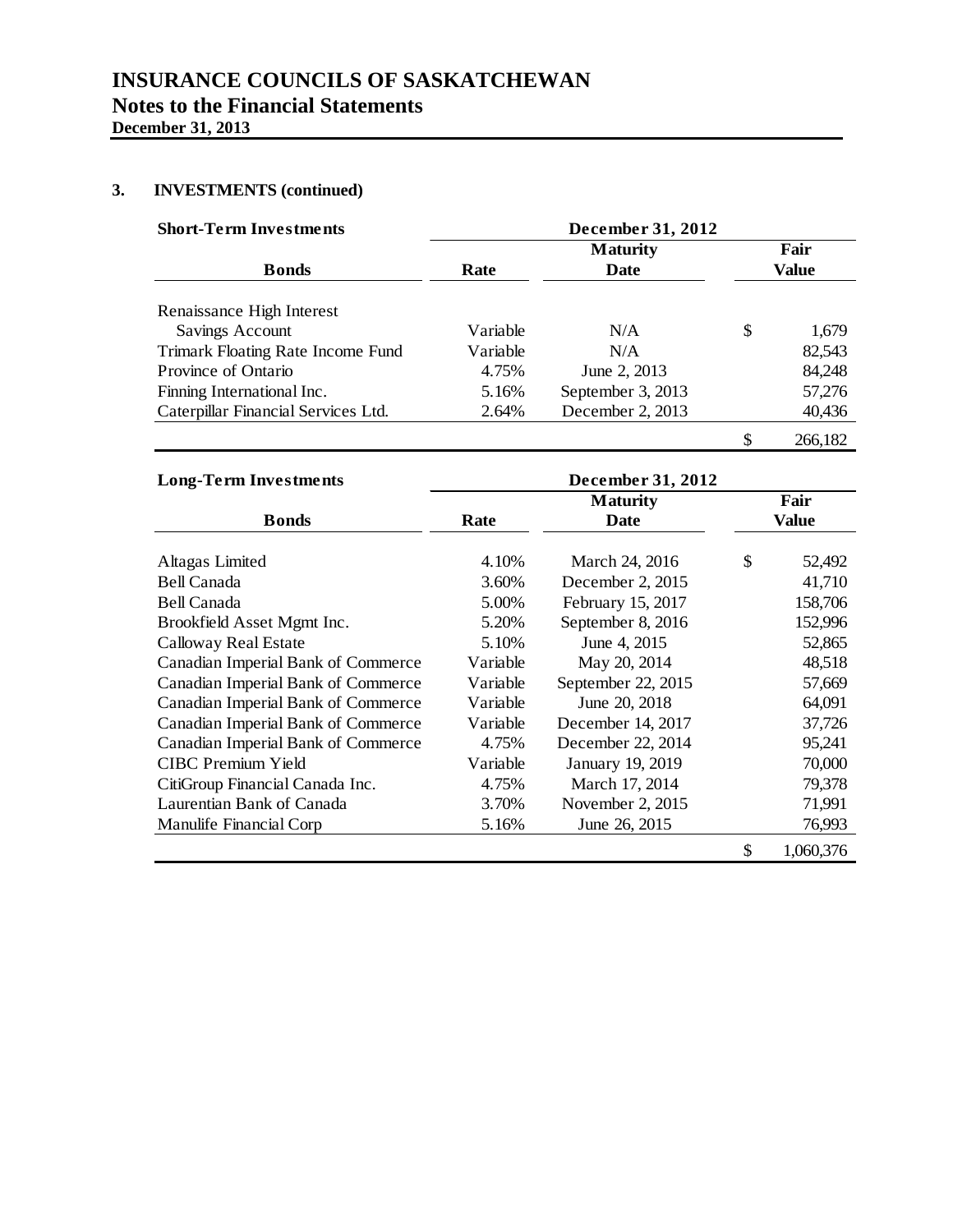## INSURANCE COUNCILS OF SASKATCHEWAN
### Notes to the Financial Statements
**December 31, 2013**

**3. INVESTMENTS (continued)**

| Short-Term Investments | December 31, 2012 | | |
|---|---|---|---|
| **Bonds** | **Rate** | **Maturity Date** | **Fair Value** |
| Renaissance High Interest Savings Account | Variable | N/A | $ 1,679 |
| Trimark Floating Rate Income Fund | Variable | N/A | 82,543 |
| Province of Ontario | 4.75% | June 2, 2013 | 84,248 |
| Finning International Inc. | 5.16% | September 3, 2013 | 57,276 |
| Caterpillar Financial Services Ltd. | 2.64% | December 2, 2013 | 40,436 |
| | | | $ 266,182 |

| Long-Term Investments | December 31, 2012 | | |
|---|---|---|---|
| **Bonds** | **Rate** | **Maturity Date** | **Fair Value** |
| Altagas Limited | 4.10% | March 24, 2016 | $ 52,492 |
| Bell Canada | 3.60% | December 2, 2015 | 41,710 |
| Bell Canada | 5.00% | February 15, 2017 | 158,706 |
| Brookfield Asset Mgmt Inc. | 5.20% | September 8, 2016 | 152,996 |
| Calloway Real Estate | 5.10% | June 4, 2015 | 52,865 |
| Canadian Imperial Bank of Commerce | Variable | May 20, 2014 | 48,518 |
| Canadian Imperial Bank of Commerce | Variable | September 22, 2015 | 57,669 |
| Canadian Imperial Bank of Commerce | Variable | June 20, 2018 | 64,091 |
| Canadian Imperial Bank of Commerce | Variable | December 14, 2017 | 37,726 |
| Canadian Imperial Bank of Commerce | 4.75% | December 22, 2014 | 95,241 |
| CIBC Premium Yield | Variable | January 19, 2019 | 70,000 |
| CitiGroup Financial Canada Inc. | 4.75% | March 17, 2014 | 79,378 |
| Laurentian Bank of Canada | 3.70% | November 2, 2015 | 71,991 |
| Manulife Financial Corp | 5.16% | June 26, 2015 | 76,993 |
| | | | $ 1,060,376 |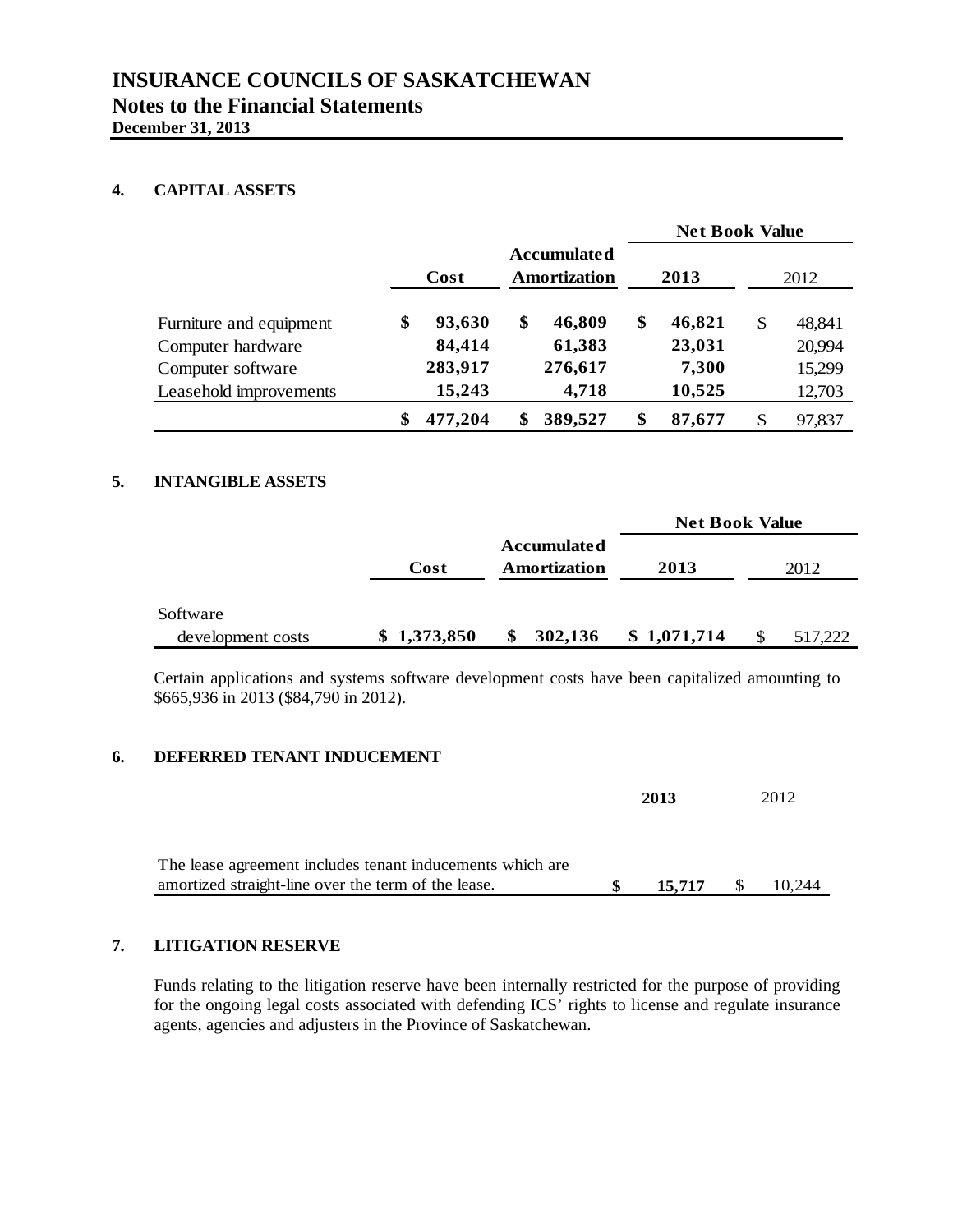# INSURANCE COUNCILS OF SASKATCHEWAN

## Notes to the Financial Statements

**December 31, 2013**

### 4. CAPITAL ASSETS

| | Cost | Accumulated Amortization | Net Book Value 2013 | Net Book Value 2012 |
|---|---|---|---|---|
| Furniture and equipment | $ 93,630 | $ 46,809 | $ 46,821 | $ 48,841 |
| Computer hardware | 84,414 | 61,383 | 23,031 | 20,994 |
| Computer software | 283,917 | 276,617 | 7,300 | 15,299 |
| Leasehold improvements | 15,243 | 4,718 | 10,525 | 12,703 |
| | $ 477,204 | $ 389,527 | $ 87,677 | $ 97,837 |

### 5. INTANGIBLE ASSETS

| | Cost | Accumulated Amortization | Net Book Value 2013 | Net Book Value 2012 |
|---|---|---|---|---|
| Software development costs | $ 1,373,850 | $ 302,136 | $ 1,071,714 | $ 517,222 |

Certain applications and systems software development costs have been capitalized amounting to $665,936 in 2013 ($84,790 in 2012).

### 6. DEFERRED TENANT INDUCEMENT

| | 2013 | 2012 |
|---|---|---|
| The lease agreement includes tenant inducements which are amortized straight-line over the term of the lease. | $ 15,717 | $ 10,244 |

### 7. LITIGATION RESERVE

Funds relating to the litigation reserve have been internally restricted for the purpose of providing for the ongoing legal costs associated with defending ICS' rights to license and regulate insurance agents, agencies and adjusters in the Province of Saskatchewan.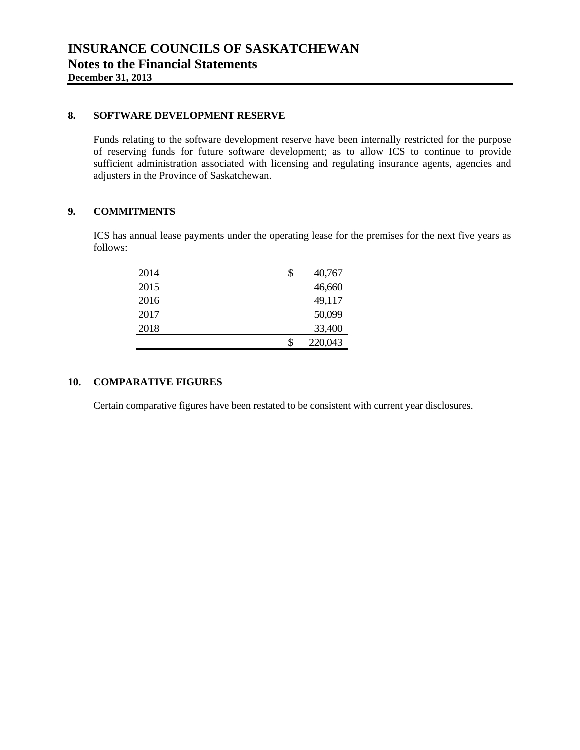# INSURANCE COUNCILS OF SASKATCHEWAN
## Notes to the Financial Statements
**December 31, 2013**

### 8. SOFTWARE DEVELOPMENT RESERVE

Funds relating to the software development reserve have been internally restricted for the purpose of reserving funds for future software development; as to allow ICS to continue to provide sufficient administration associated with licensing and regulating insurance agents, agencies and adjusters in the Province of Saskatchewan.

### 9. COMMITMENTS

ICS has annual lease payments under the operating lease for the premises for the next five years as follows:

| | |
|---|---|
| 2014 | $ 40,767 |
| 2015 | 46,660 |
| 2016 | 49,117 |
| 2017 | 50,099 |
| 2018 | 33,400 |
| | $ 220,043 |

### 10. COMPARATIVE FIGURES

Certain comparative figures have been restated to be consistent with current year disclosures.